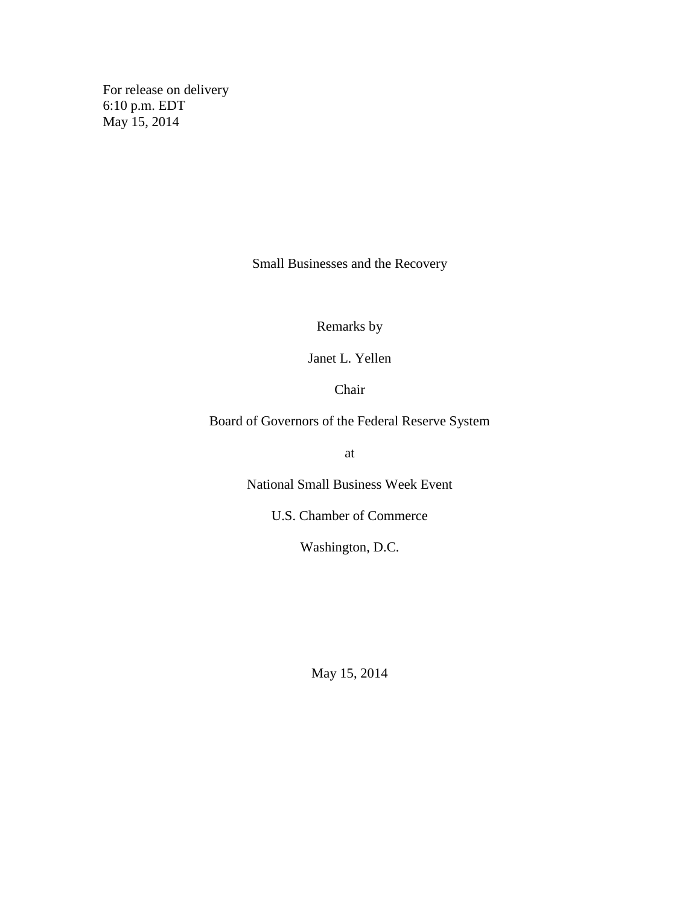For release on delivery
6:10 p.m. EDT
May 15, 2014

# Small Businesses and the Recovery

Remarks by

Janet L. Yellen

Chair

Board of Governors of the Federal Reserve System

at

National Small Business Week Event

U.S. Chamber of Commerce

Washington, D.C.

May 15, 2014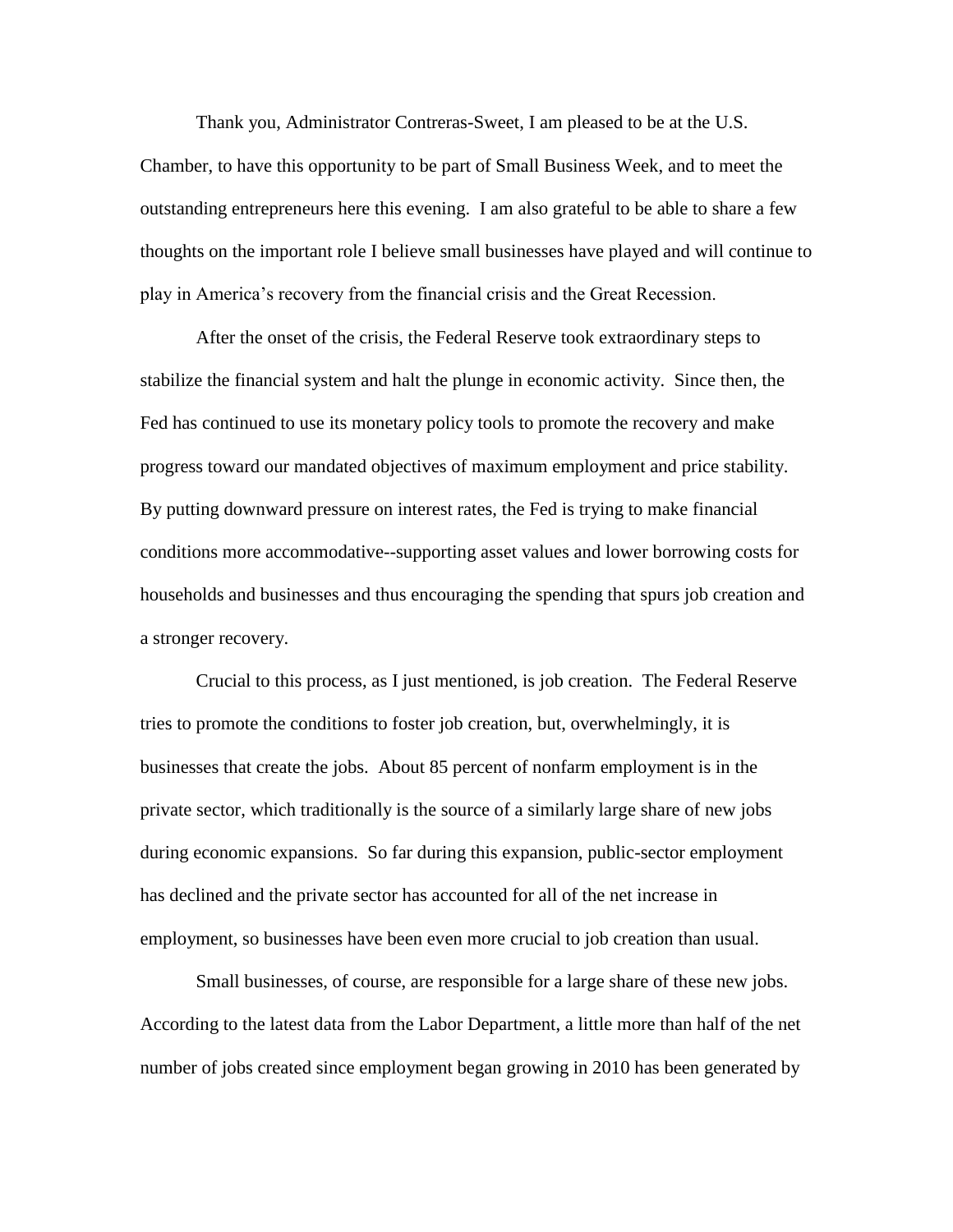Thank you, Administrator Contreras-Sweet, I am pleased to be at the U.S. Chamber, to have this opportunity to be part of Small Business Week, and to meet the outstanding entrepreneurs here this evening. I am also grateful to be able to share a few thoughts on the important role I believe small businesses have played and will continue to play in America's recovery from the financial crisis and the Great Recession.

After the onset of the crisis, the Federal Reserve took extraordinary steps to stabilize the financial system and halt the plunge in economic activity. Since then, the Fed has continued to use its monetary policy tools to promote the recovery and make progress toward our mandated objectives of maximum employment and price stability. By putting downward pressure on interest rates, the Fed is trying to make financial conditions more accommodative--supporting asset values and lower borrowing costs for households and businesses and thus encouraging the spending that spurs job creation and a stronger recovery.

Crucial to this process, as I just mentioned, is job creation. The Federal Reserve tries to promote the conditions to foster job creation, but, overwhelmingly, it is businesses that create the jobs. About 85 percent of nonfarm employment is in the private sector, which traditionally is the source of a similarly large share of new jobs during economic expansions. So far during this expansion, public-sector employment has declined and the private sector has accounted for all of the net increase in employment, so businesses have been even more crucial to job creation than usual.

Small businesses, of course, are responsible for a large share of these new jobs. According to the latest data from the Labor Department, a little more than half of the net number of jobs created since employment began growing in 2010 has been generated by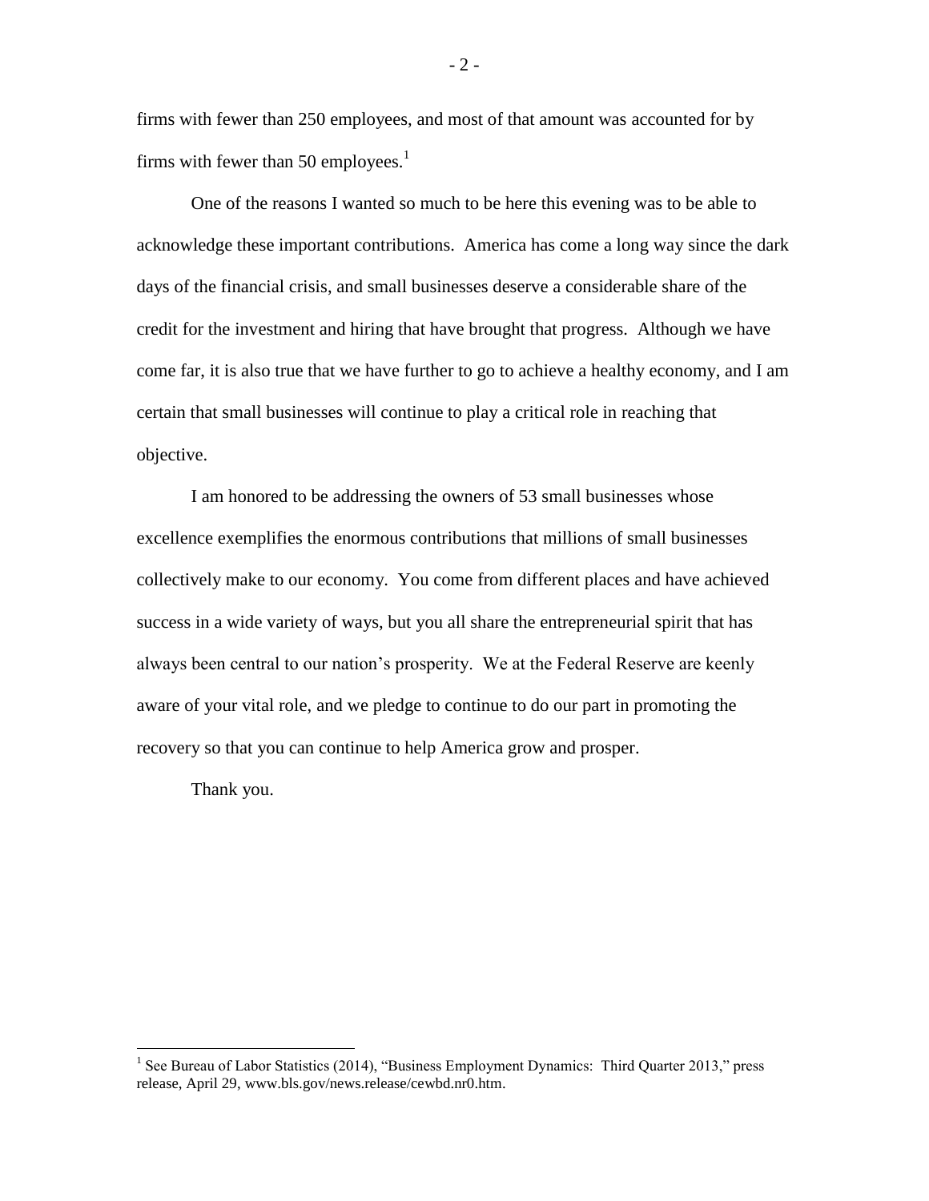firms with fewer than 250 employees, and most of that amount was accounted for by firms with fewer than 50 employees.[1]

One of the reasons I wanted so much to be here this evening was to be able to acknowledge these important contributions. America has come a long way since the dark days of the financial crisis, and small businesses deserve a considerable share of the credit for the investment and hiring that have brought that progress. Although we have come far, it is also true that we have further to go to achieve a healthy economy, and I am certain that small businesses will continue to play a critical role in reaching that objective.

I am honored to be addressing the owners of 53 small businesses whose excellence exemplifies the enormous contributions that millions of small businesses collectively make to our economy. You come from different places and have achieved success in a wide variety of ways, but you all share the entrepreneurial spirit that has always been central to our nation's prosperity. We at the Federal Reserve are keenly aware of your vital role, and we pledge to continue to do our part in promoting the recovery so that you can continue to help America grow and prosper.

Thank you.

---

[1] See Bureau of Labor Statistics (2014), "Business Employment Dynamics: Third Quarter 2013," press release, April 29, www.bls.gov/news.release/cewbd.nr0.htm.